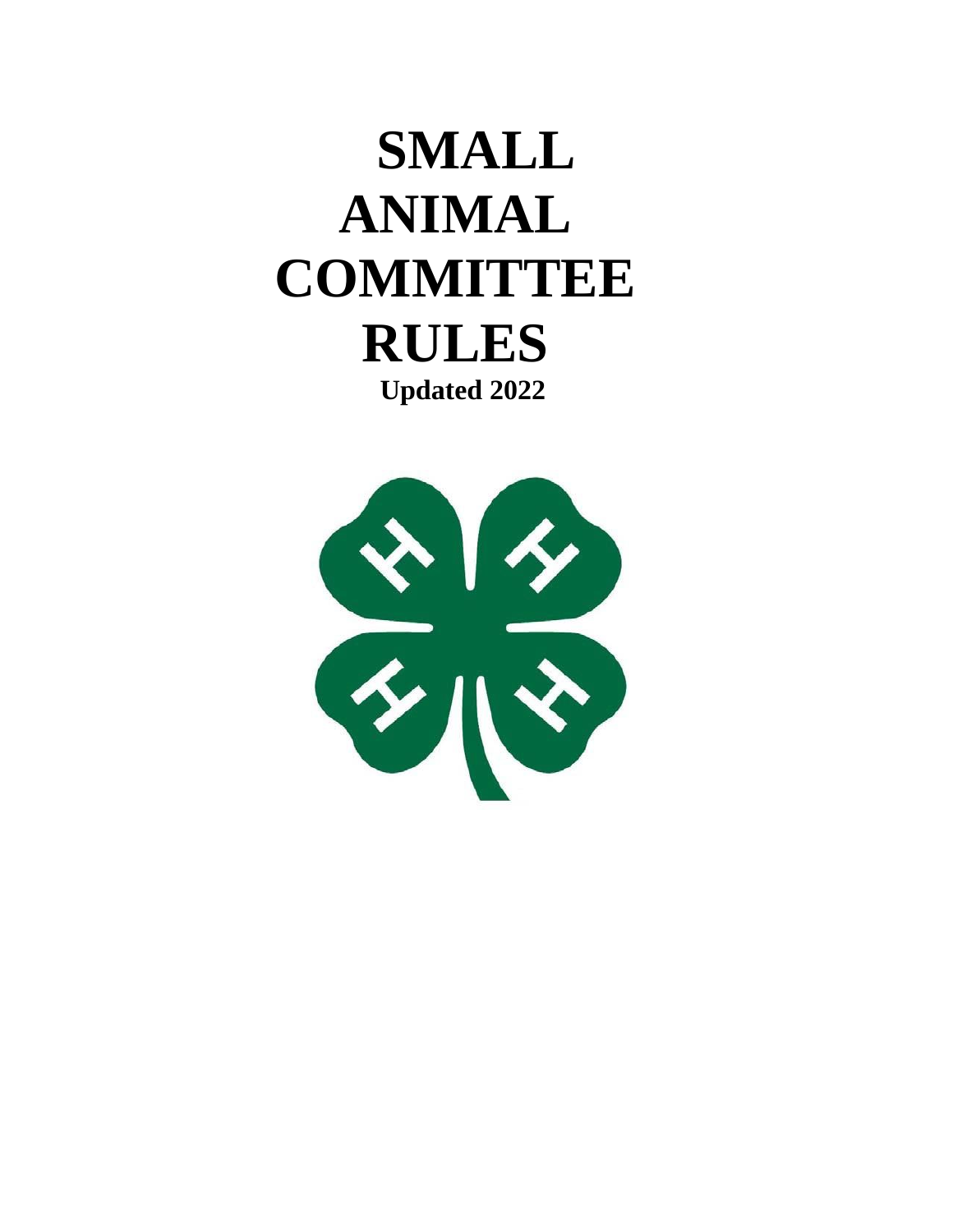# SMALL ANIMAL COMMITTEE RULES

**Updated 2022**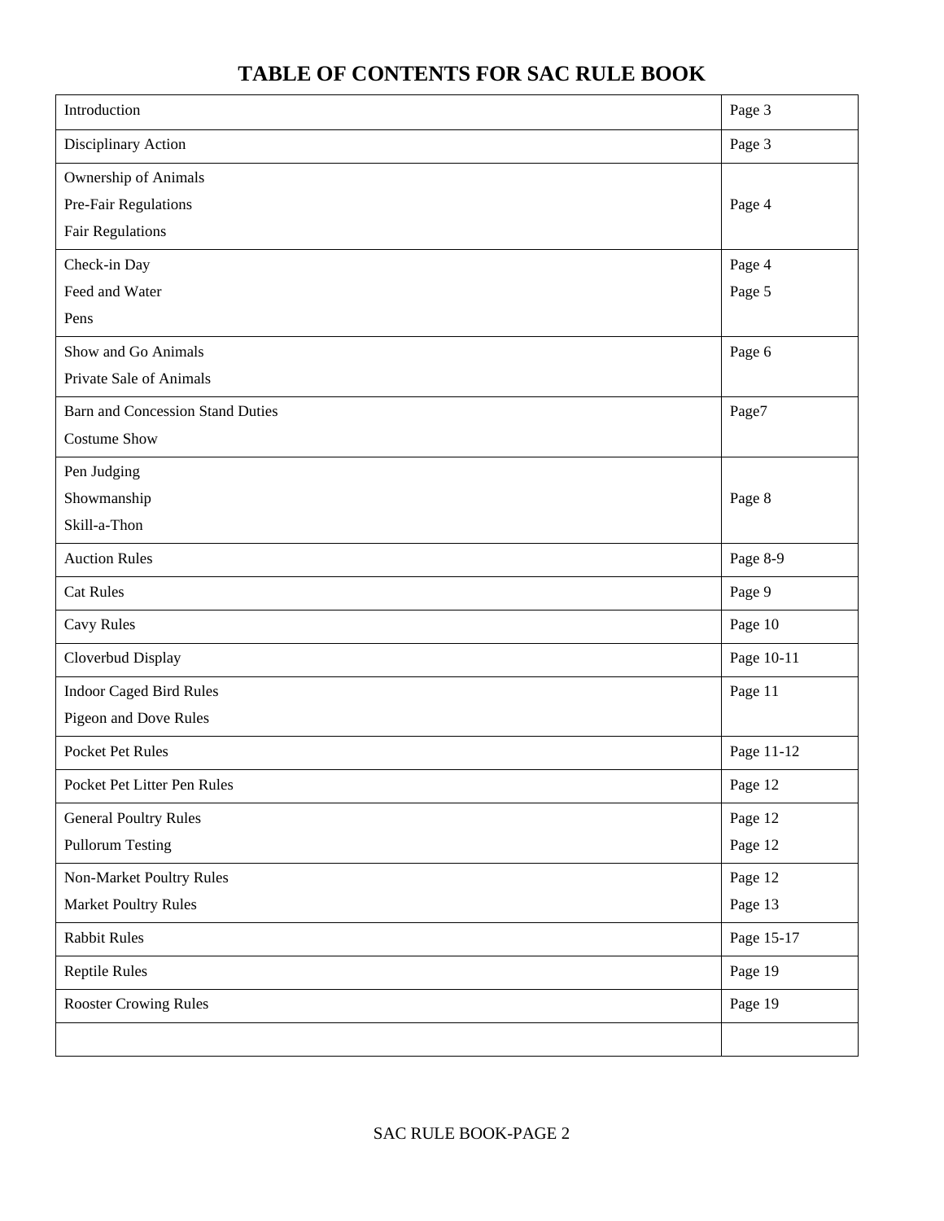# TABLE OF CONTENTS FOR SAC RULE BOOK

| | |
|---|---|
| Introduction | Page 3 |
| Disciplinary Action | Page 3 |
| Ownership of Animals<br>Pre-Fair Regulations<br>Fair Regulations | Page 4 |
| Check-in Day<br>Feed and Water<br>Pens | Page 4<br>Page 5 |
| Show and Go Animals<br>Private Sale of Animals | Page 6 |
| Barn and Concession Stand Duties<br>Costume Show | Page7 |
| Pen Judging<br>Showmanship<br>Skill-a-Thon | Page 8 |
| Auction Rules | Page 8-9 |
| Cat Rules | Page 9 |
| Cavy Rules | Page 10 |
| Cloverbud Display | Page 10-11 |
| Indoor Caged Bird Rules<br>Pigeon and Dove Rules | Page 11 |
| Pocket Pet Rules | Page 11-12 |
| Pocket Pet Litter Pen Rules | Page 12 |
| General Poultry Rules<br>Pullorum Testing | Page 12<br>Page 12 |
| Non-Market Poultry Rules<br>Market Poultry Rules | Page 12<br>Page 13 |
| Rabbit Rules | Page 15-17 |
| Reptile Rules | Page 19 |
| Rooster Crowing Rules | Page 19 |
| | |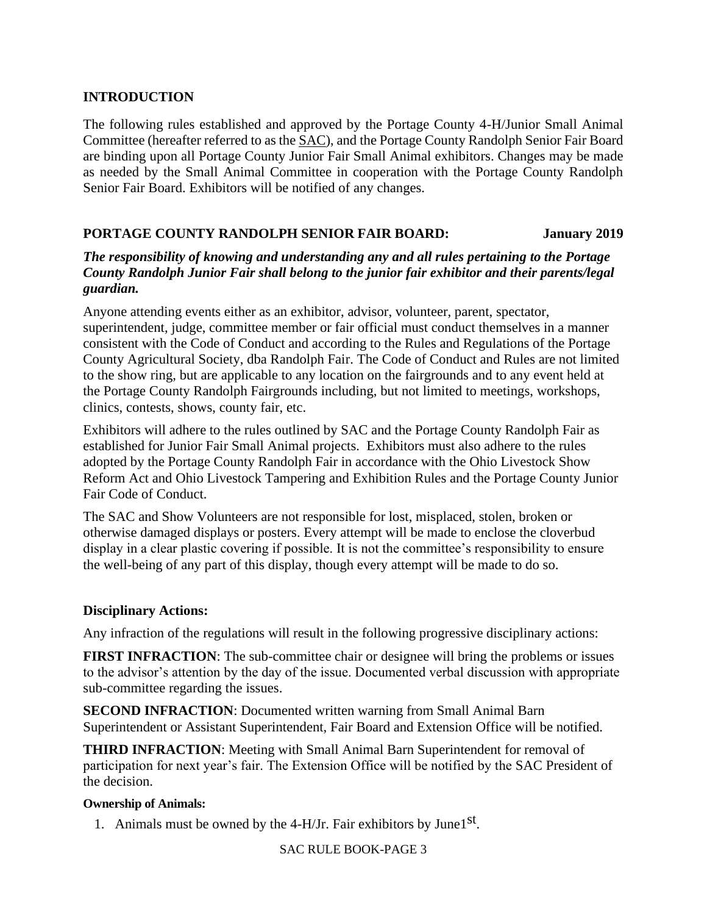## INTRODUCTION

The following rules established and approved by the Portage County 4-H/Junior Small Animal Committee (hereafter referred to as the SAC), and the Portage County Randolph Senior Fair Board are binding upon all Portage County Junior Fair Small Animal exhibitors. Changes may be made as needed by the Small Animal Committee in cooperation with the Portage County Randolph Senior Fair Board. Exhibitors will be notified of any changes.

## PORTAGE COUNTY RANDOLPH SENIOR FAIR BOARD: January 2019

***The responsibility of knowing and understanding any and all rules pertaining to the Portage County Randolph Junior Fair shall belong to the junior fair exhibitor and their parents/legal guardian.***

Anyone attending events either as an exhibitor, advisor, volunteer, parent, spectator, superintendent, judge, committee member or fair official must conduct themselves in a manner consistent with the Code of Conduct and according to the Rules and Regulations of the Portage County Agricultural Society, dba Randolph Fair. The Code of Conduct and Rules are not limited to the show ring, but are applicable to any location on the fairgrounds and to any event held at the Portage County Randolph Fairgrounds including, but not limited to meetings, workshops, clinics, contests, shows, county fair, etc.

Exhibitors will adhere to the rules outlined by SAC and the Portage County Randolph Fair as established for Junior Fair Small Animal projects. Exhibitors must also adhere to the rules adopted by the Portage County Randolph Fair in accordance with the Ohio Livestock Show Reform Act and Ohio Livestock Tampering and Exhibition Rules and the Portage County Junior Fair Code of Conduct.

The SAC and Show Volunteers are not responsible for lost, misplaced, stolen, broken or otherwise damaged displays or posters. Every attempt will be made to enclose the cloverbud display in a clear plastic covering if possible. It is not the committee's responsibility to ensure the well-being of any part of this display, though every attempt will be made to do so.

### Disciplinary Actions:

Any infraction of the regulations will result in the following progressive disciplinary actions:

**FIRST INFRACTION**: The sub-committee chair or designee will bring the problems or issues to the advisor's attention by the day of the issue. Documented verbal discussion with appropriate sub-committee regarding the issues.

**SECOND INFRACTION**: Documented written warning from Small Animal Barn Superintendent or Assistant Superintendent, Fair Board and Extension Office will be notified.

**THIRD INFRACTION**: Meeting with Small Animal Barn Superintendent for removal of participation for next year's fair. The Extension Office will be notified by the SAC President of the decision.

#### Ownership of Animals:

1. Animals must be owned by the 4-H/Jr. Fair exhibitors by June1st.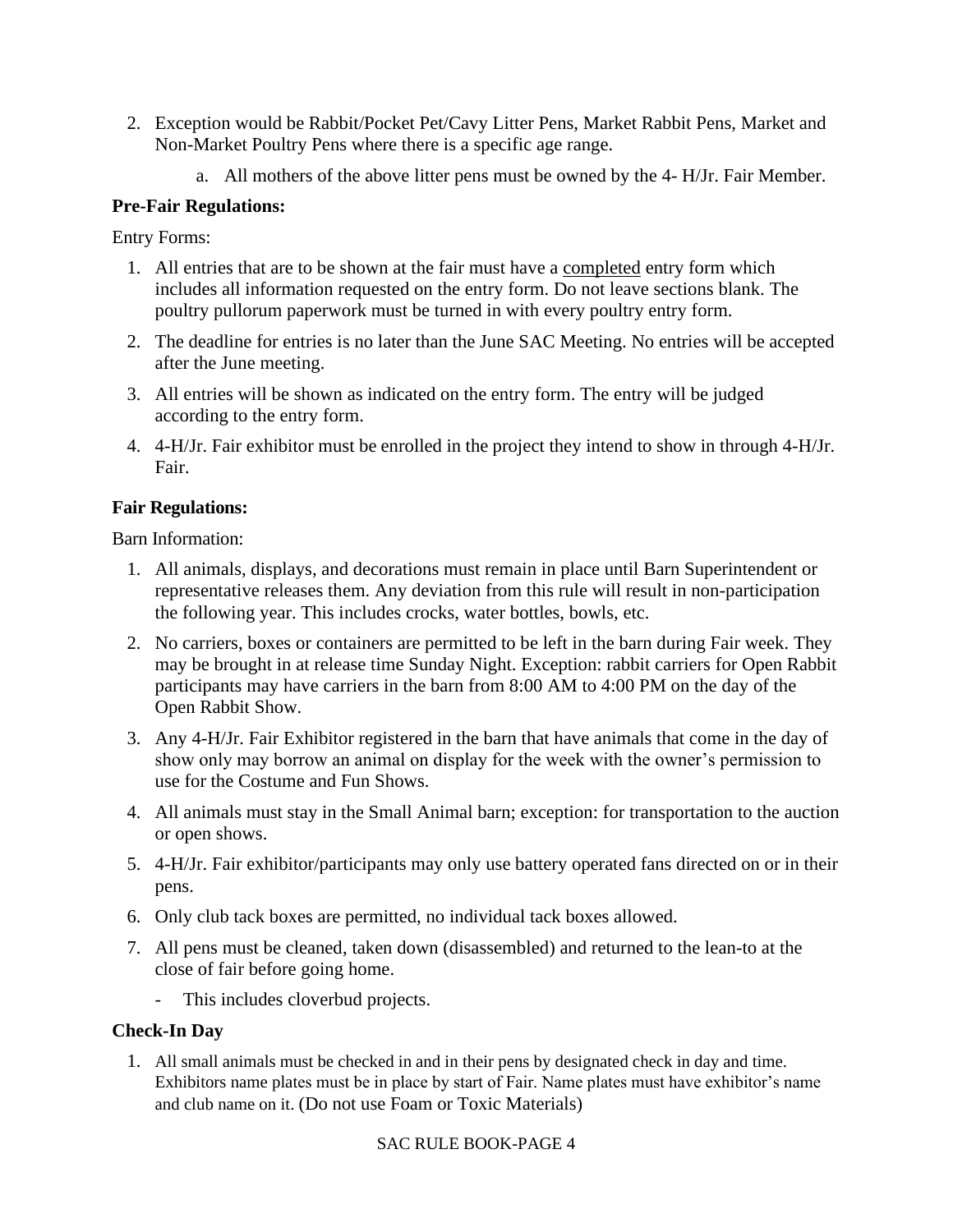2. Exception would be Rabbit/Pocket Pet/Cavy Litter Pens, Market Rabbit Pens, Market and Non-Market Poultry Pens where there is a specific age range.
    a. All mothers of the above litter pens must be owned by the 4- H/Jr. Fair Member.

**Pre-Fair Regulations:**

Entry Forms:

1. All entries that are to be shown at the fair must have a completed entry form which includes all information requested on the entry form. Do not leave sections blank. The poultry pullorum paperwork must be turned in with every poultry entry form.
2. The deadline for entries is no later than the June SAC Meeting. No entries will be accepted after the June meeting.
3. All entries will be shown as indicated on the entry form. The entry will be judged according to the entry form.
4. 4-H/Jr. Fair exhibitor must be enrolled in the project they intend to show in through 4-H/Jr. Fair.

**Fair Regulations:**

Barn Information:

1. All animals, displays, and decorations must remain in place until Barn Superintendent or representative releases them. Any deviation from this rule will result in non-participation the following year. This includes crocks, water bottles, bowls, etc.
2. No carriers, boxes or containers are permitted to be left in the barn during Fair week. They may be brought in at release time Sunday Night. Exception: rabbit carriers for Open Rabbit participants may have carriers in the barn from 8:00 AM to 4:00 PM on the day of the Open Rabbit Show.
3. Any 4-H/Jr. Fair Exhibitor registered in the barn that have animals that come in the day of show only may borrow an animal on display for the week with the owner's permission to use for the Costume and Fun Shows.
4. All animals must stay in the Small Animal barn; exception: for transportation to the auction or open shows.
5. 4-H/Jr. Fair exhibitor/participants may only use battery operated fans directed on or in their pens.
6. Only club tack boxes are permitted, no individual tack boxes allowed.
7. All pens must be cleaned, taken down (disassembled) and returned to the lean-to at the close of fair before going home.
    - This includes cloverbud projects.

**Check-In Day**

1. All small animals must be checked in and in their pens by designated check in day and time. Exhibitors name plates must be in place by start of Fair. Name plates must have exhibitor's name and club name on it. (Do not use Foam or Toxic Materials)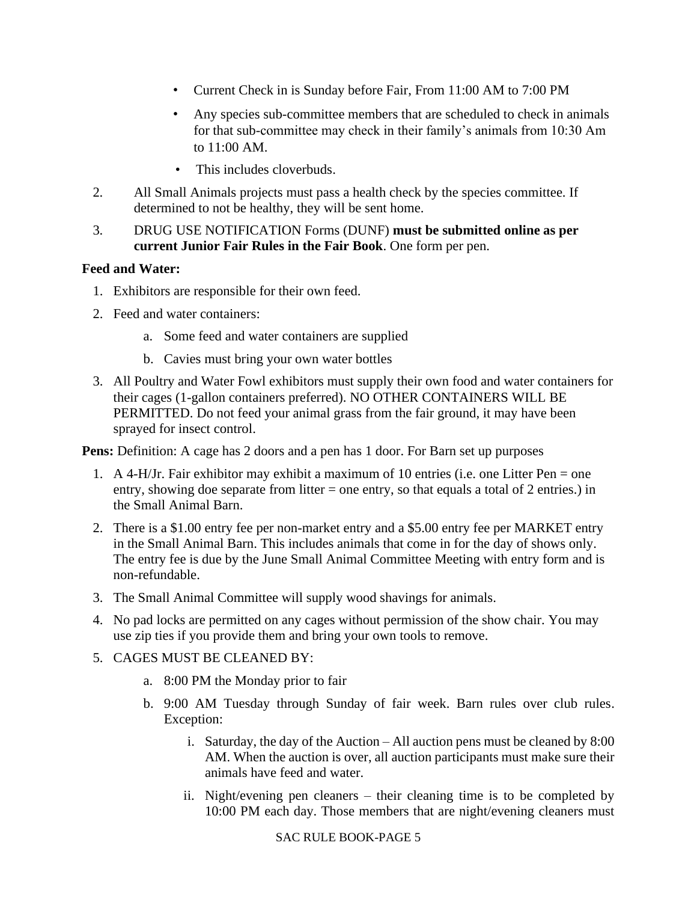- Current Check in is Sunday before Fair, From 11:00 AM to 7:00 PM
- Any species sub-committee members that are scheduled to check in animals for that sub-committee may check in their family's animals from 10:30 Am to 11:00 AM.
- This includes cloverbuds.

2. All Small Animals projects must pass a health check by the species committee. If determined to not be healthy, they will be sent home.
3. DRUG USE NOTIFICATION Forms (DUNF) **must be submitted online as per current Junior Fair Rules in the Fair Book**. One form per pen.

**Feed and Water:**

1. Exhibitors are responsible for their own feed.
2. Feed and water containers:
   a. Some feed and water containers are supplied
   b. Cavies must bring your own water bottles
3. All Poultry and Water Fowl exhibitors must supply their own food and water containers for their cages (1-gallon containers preferred). NO OTHER CONTAINERS WILL BE PERMITTED. Do not feed your animal grass from the fair ground, it may have been sprayed for insect control.

**Pens:** Definition: A cage has 2 doors and a pen has 1 door. For Barn set up purposes

1. A 4-H/Jr. Fair exhibitor may exhibit a maximum of 10 entries (i.e. one Litter Pen = one entry, showing doe separate from litter = one entry, so that equals a total of 2 entries.) in the Small Animal Barn.
2. There is a $1.00 entry fee per non-market entry and a $5.00 entry fee per MARKET entry in the Small Animal Barn. This includes animals that come in for the day of shows only. The entry fee is due by the June Small Animal Committee Meeting with entry form and is non-refundable.
3. The Small Animal Committee will supply wood shavings for animals.
4. No pad locks are permitted on any cages without permission of the show chair. You may use zip ties if you provide them and bring your own tools to remove.
5. CAGES MUST BE CLEANED BY:
   a. 8:00 PM the Monday prior to fair
   b. 9:00 AM Tuesday through Sunday of fair week. Barn rules over club rules. Exception:
      i. Saturday, the day of the Auction – All auction pens must be cleaned by 8:00 AM. When the auction is over, all auction participants must make sure their animals have feed and water.
      ii. Night/evening pen cleaners – their cleaning time is to be completed by 10:00 PM each day. Those members that are night/evening cleaners must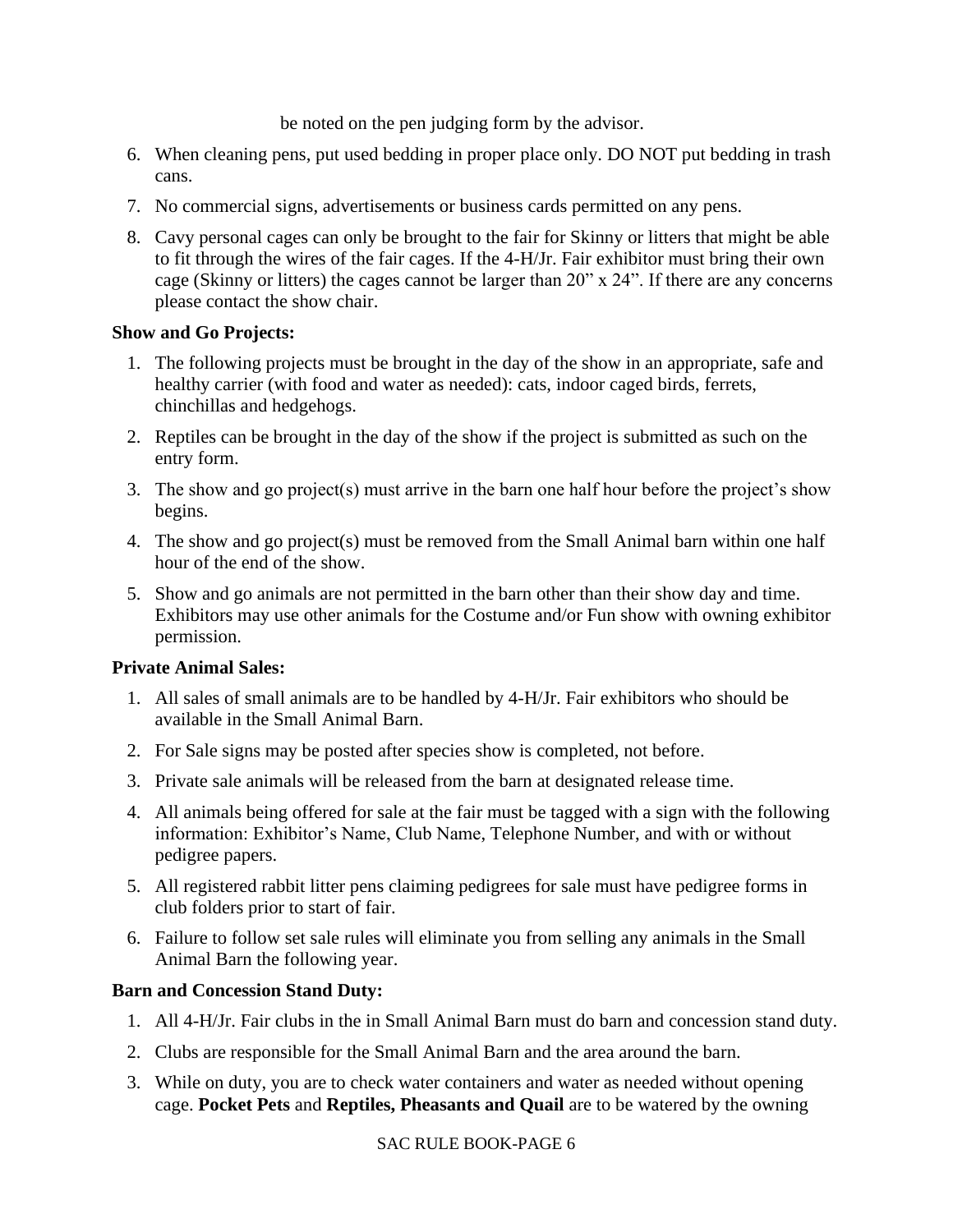be noted on the pen judging form by the advisor.

6. When cleaning pens, put used bedding in proper place only. DO NOT put bedding in trash cans.
7. No commercial signs, advertisements or business cards permitted on any pens.
8. Cavy personal cages can only be brought to the fair for Skinny or litters that might be able to fit through the wires of the fair cages. If the 4-H/Jr. Fair exhibitor must bring their own cage (Skinny or litters) the cages cannot be larger than 20" x 24". If there are any concerns please contact the show chair.

**Show and Go Projects:**

1. The following projects must be brought in the day of the show in an appropriate, safe and healthy carrier (with food and water as needed): cats, indoor caged birds, ferrets, chinchillas and hedgehogs.
2. Reptiles can be brought in the day of the show if the project is submitted as such on the entry form.
3. The show and go project(s) must arrive in the barn one half hour before the project's show begins.
4. The show and go project(s) must be removed from the Small Animal barn within one half hour of the end of the show.
5. Show and go animals are not permitted in the barn other than their show day and time. Exhibitors may use other animals for the Costume and/or Fun show with owning exhibitor permission.

**Private Animal Sales:**

1. All sales of small animals are to be handled by 4-H/Jr. Fair exhibitors who should be available in the Small Animal Barn.
2. For Sale signs may be posted after species show is completed, not before.
3. Private sale animals will be released from the barn at designated release time.
4. All animals being offered for sale at the fair must be tagged with a sign with the following information: Exhibitor's Name, Club Name, Telephone Number, and with or without pedigree papers.
5. All registered rabbit litter pens claiming pedigrees for sale must have pedigree forms in club folders prior to start of fair.
6. Failure to follow set sale rules will eliminate you from selling any animals in the Small Animal Barn the following year.

**Barn and Concession Stand Duty:**

1. All 4-H/Jr. Fair clubs in the in Small Animal Barn must do barn and concession stand duty.
2. Clubs are responsible for the Small Animal Barn and the area around the barn.
3. While on duty, you are to check water containers and water as needed without opening cage. **Pocket Pets** and **Reptiles, Pheasants and Quail** are to be watered by the owning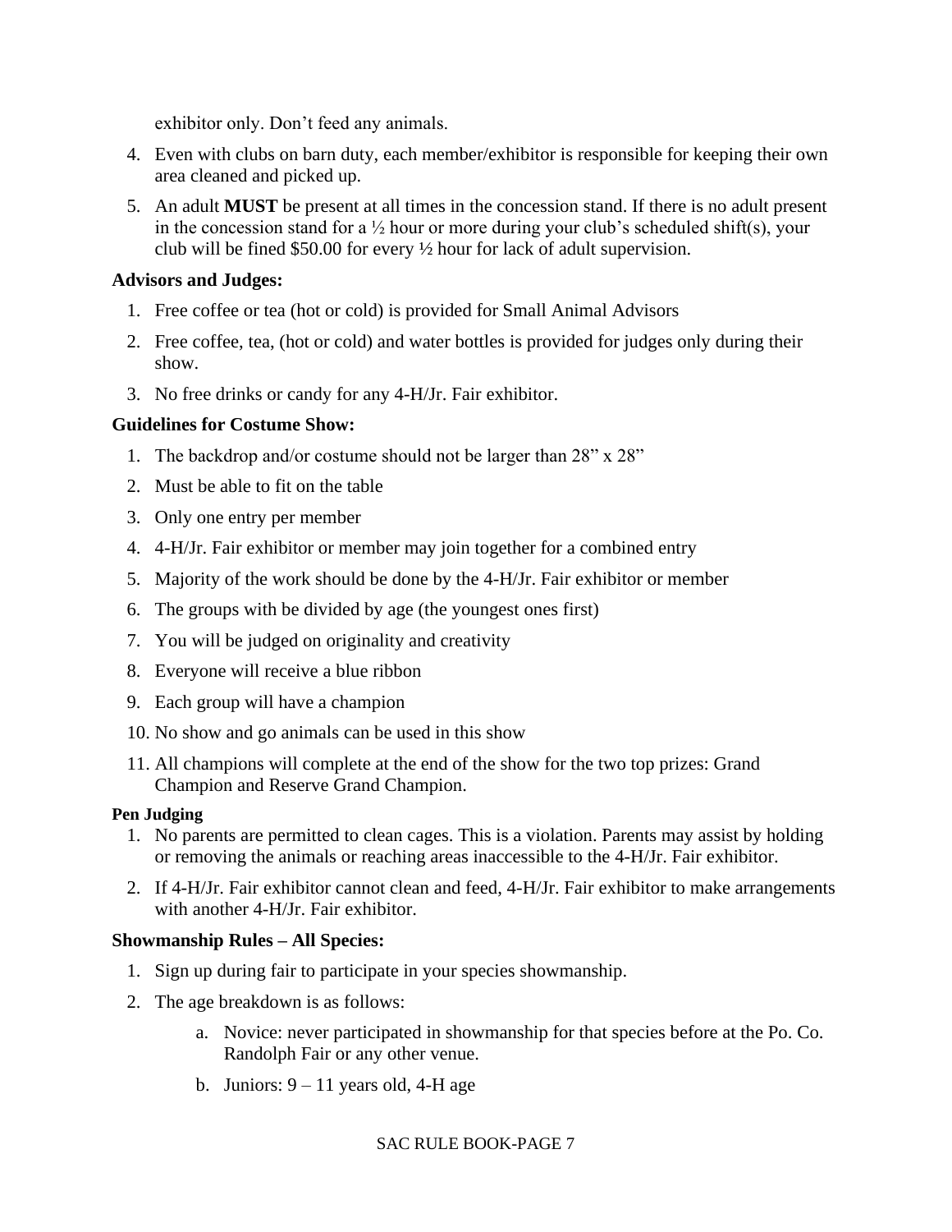exhibitor only. Don't feed any animals.

4. Even with clubs on barn duty, each member/exhibitor is responsible for keeping their own area cleaned and picked up.
5. An adult **MUST** be present at all times in the concession stand. If there is no adult present in the concession stand for a ½ hour or more during your club's scheduled shift(s), your club will be fined $50.00 for every ½ hour for lack of adult supervision.

**Advisors and Judges:**

1. Free coffee or tea (hot or cold) is provided for Small Animal Advisors
2. Free coffee, tea, (hot or cold) and water bottles is provided for judges only during their show.
3. No free drinks or candy for any 4-H/Jr. Fair exhibitor.

**Guidelines for Costume Show:**

1. The backdrop and/or costume should not be larger than 28" x 28"
2. Must be able to fit on the table
3. Only one entry per member
4. 4-H/Jr. Fair exhibitor or member may join together for a combined entry
5. Majority of the work should be done by the 4-H/Jr. Fair exhibitor or member
6. The groups with be divided by age (the youngest ones first)
7. You will be judged on originality and creativity
8. Everyone will receive a blue ribbon
9. Each group will have a champion
10. No show and go animals can be used in this show
11. All champions will complete at the end of the show for the two top prizes: Grand Champion and Reserve Grand Champion.

**Pen Judging**

1. No parents are permitted to clean cages. This is a violation. Parents may assist by holding or removing the animals or reaching areas inaccessible to the 4-H/Jr. Fair exhibitor.
2. If 4-H/Jr. Fair exhibitor cannot clean and feed, 4-H/Jr. Fair exhibitor to make arrangements with another 4-H/Jr. Fair exhibitor.

**Showmanship Rules – All Species:**

1. Sign up during fair to participate in your species showmanship.
2. The age breakdown is as follows:
    a. Novice: never participated in showmanship for that species before at the Po. Co. Randolph Fair or any other venue.
    b. Juniors: 9 – 11 years old, 4-H age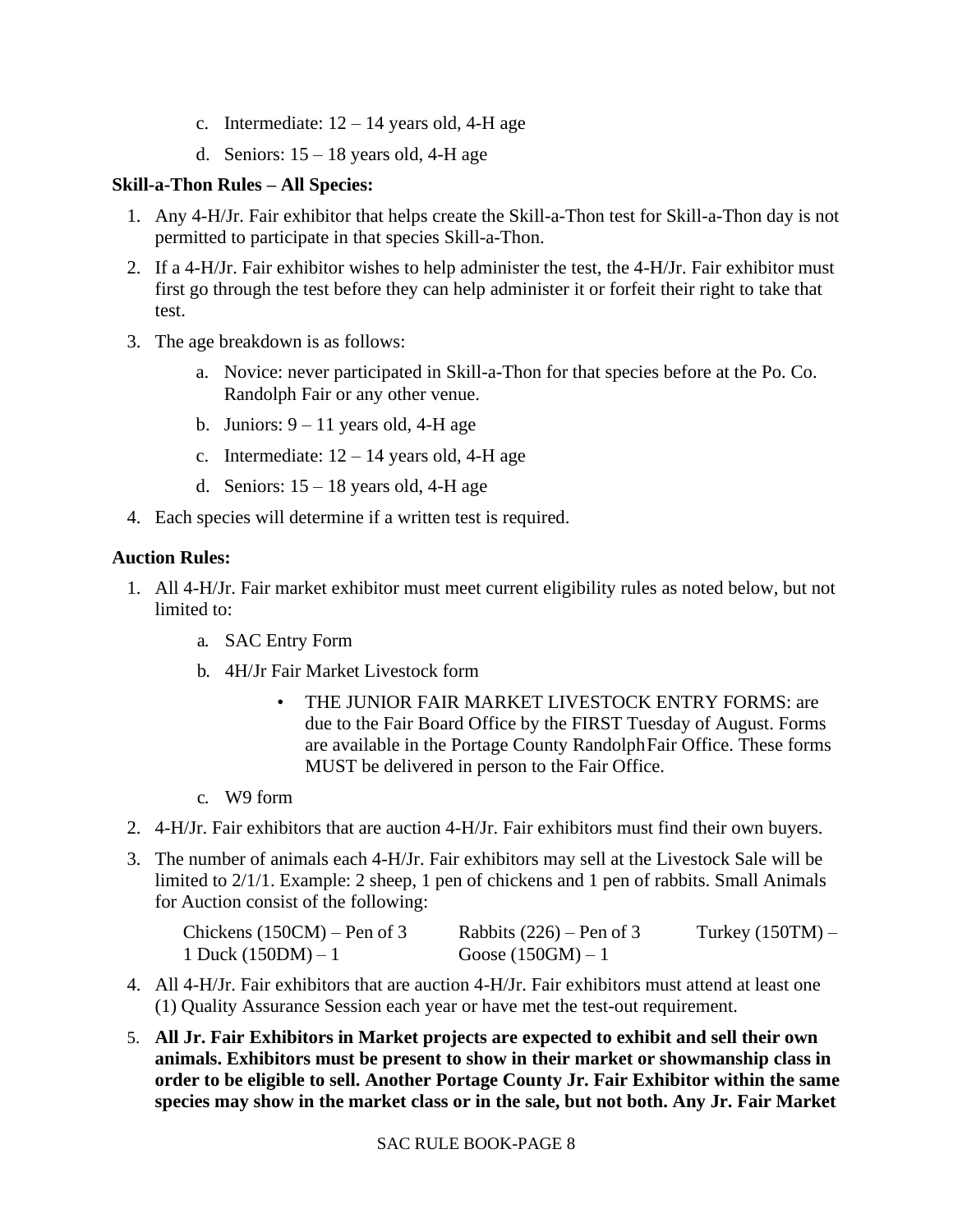c. Intermediate: 12 – 14 years old, 4-H age

d. Seniors: 15 – 18 years old, 4-H age

**Skill-a-Thon Rules – All Species:**

1. Any 4-H/Jr. Fair exhibitor that helps create the Skill-a-Thon test for Skill-a-Thon day is not permitted to participate in that species Skill-a-Thon.
2. If a 4-H/Jr. Fair exhibitor wishes to help administer the test, the 4-H/Jr. Fair exhibitor must first go through the test before they can help administer it or forfeit their right to take that test.
3. The age breakdown is as follows:
   a. Novice: never participated in Skill-a-Thon for that species before at the Po. Co. Randolph Fair or any other venue.
   b. Juniors: 9 – 11 years old, 4-H age
   c. Intermediate: 12 – 14 years old, 4-H age
   d. Seniors: 15 – 18 years old, 4-H age
4. Each species will determine if a written test is required.

**Auction Rules:**

1. All 4-H/Jr. Fair market exhibitor must meet current eligibility rules as noted below, but not limited to:
   a. SAC Entry Form
   b. 4H/Jr Fair Market Livestock form
      - THE JUNIOR FAIR MARKET LIVESTOCK ENTRY FORMS: are due to the Fair Board Office by the FIRST Tuesday of August. Forms are available in the Portage County Randolph Fair Office. These forms MUST be delivered in person to the Fair Office.
   c. W9 form
2. 4-H/Jr. Fair exhibitors that are auction 4-H/Jr. Fair exhibitors must find their own buyers.
3. The number of animals each 4-H/Jr. Fair exhibitors may sell at the Livestock Sale will be limited to 2/1/1. Example: 2 sheep, 1 pen of chickens and 1 pen of rabbits. Small Animals for Auction consist of the following:

   Chickens (150CM) – Pen of 3 &nbsp;&nbsp; Rabbits (226) – Pen of 3 &nbsp;&nbsp; Turkey (150TM) – 1 Duck (150DM) – 1 &nbsp;&nbsp; Goose (150GM) – 1
4. All 4-H/Jr. Fair exhibitors that are auction 4-H/Jr. Fair exhibitors must attend at least one (1) Quality Assurance Session each year or have met the test-out requirement.
5. **All Jr. Fair Exhibitors in Market projects are expected to exhibit and sell their own animals. Exhibitors must be present to show in their market or showmanship class in order to be eligible to sell. Another Portage County Jr. Fair Exhibitor within the same species may show in the market class or in the sale, but not both. Any Jr. Fair Market**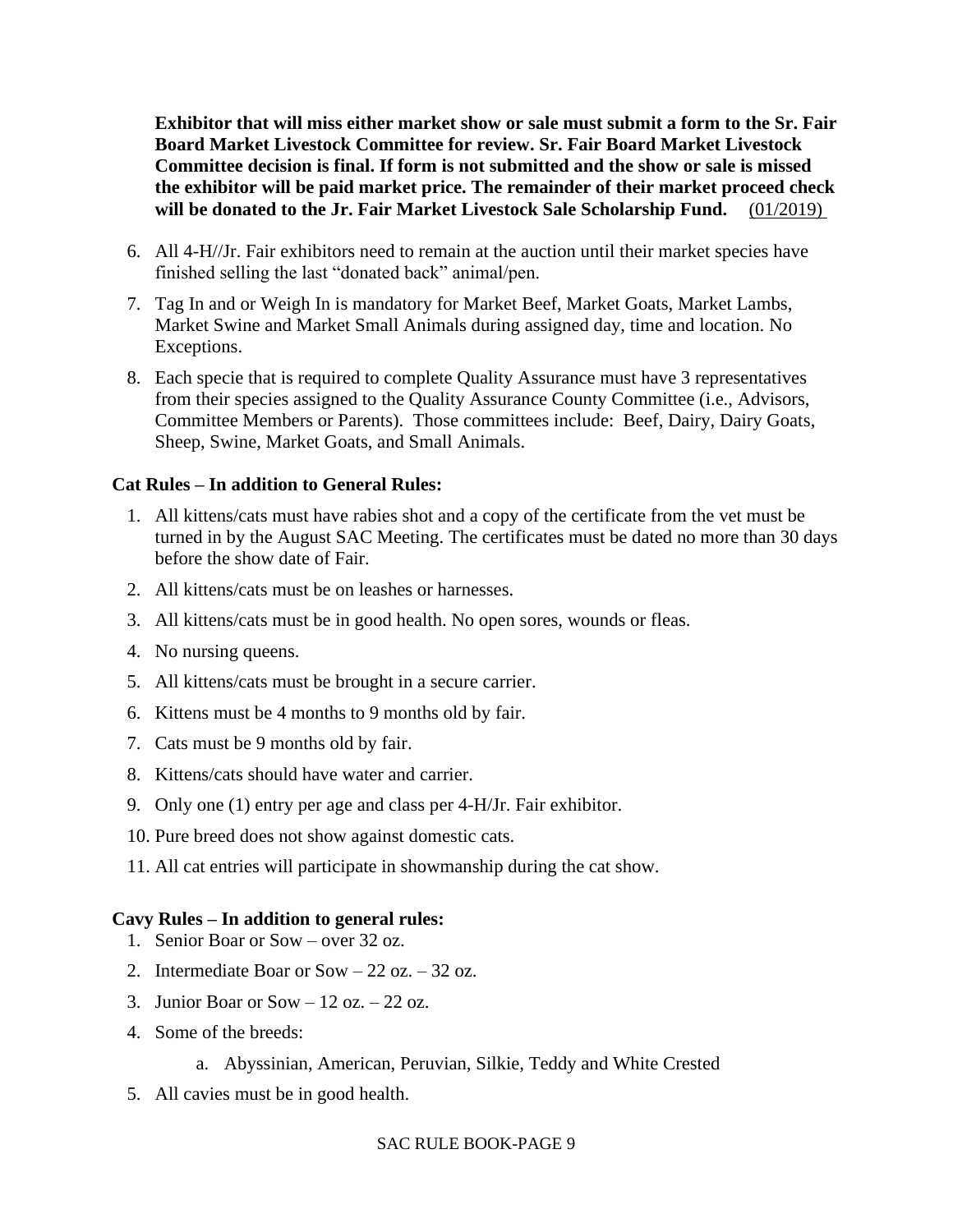**Exhibitor that will miss either market show or sale must submit a form to the Sr. Fair Board Market Livestock Committee for review. Sr. Fair Board Market Livestock Committee decision is final. If form is not submitted and the show or sale is missed the exhibitor will be paid market price. The remainder of their market proceed check will be donated to the Jr. Fair Market Livestock Sale Scholarship Fund.** (01/2019)

6. All 4-H//Jr. Fair exhibitors need to remain at the auction until their market species have finished selling the last "donated back" animal/pen.
7. Tag In and or Weigh In is mandatory for Market Beef, Market Goats, Market Lambs, Market Swine and Market Small Animals during assigned day, time and location. No Exceptions.
8. Each specie that is required to complete Quality Assurance must have 3 representatives from their species assigned to the Quality Assurance County Committee (i.e., Advisors, Committee Members or Parents). Those committees include: Beef, Dairy, Dairy Goats, Sheep, Swine, Market Goats, and Small Animals.

**Cat Rules – In addition to General Rules:**

1. All kittens/cats must have rabies shot and a copy of the certificate from the vet must be turned in by the August SAC Meeting. The certificates must be dated no more than 30 days before the show date of Fair.
2. All kittens/cats must be on leashes or harnesses.
3. All kittens/cats must be in good health. No open sores, wounds or fleas.
4. No nursing queens.
5. All kittens/cats must be brought in a secure carrier.
6. Kittens must be 4 months to 9 months old by fair.
7. Cats must be 9 months old by fair.
8. Kittens/cats should have water and carrier.
9. Only one (1) entry per age and class per 4-H/Jr. Fair exhibitor.
10. Pure breed does not show against domestic cats.
11. All cat entries will participate in showmanship during the cat show.

**Cavy Rules – In addition to general rules:**

1. Senior Boar or Sow – over 32 oz.
2. Intermediate Boar or Sow – 22 oz. – 32 oz.
3. Junior Boar or Sow – 12 oz. – 22 oz.
4. Some of the breeds:
   a. Abyssinian, American, Peruvian, Silkie, Teddy and White Crested
5. All cavies must be in good health.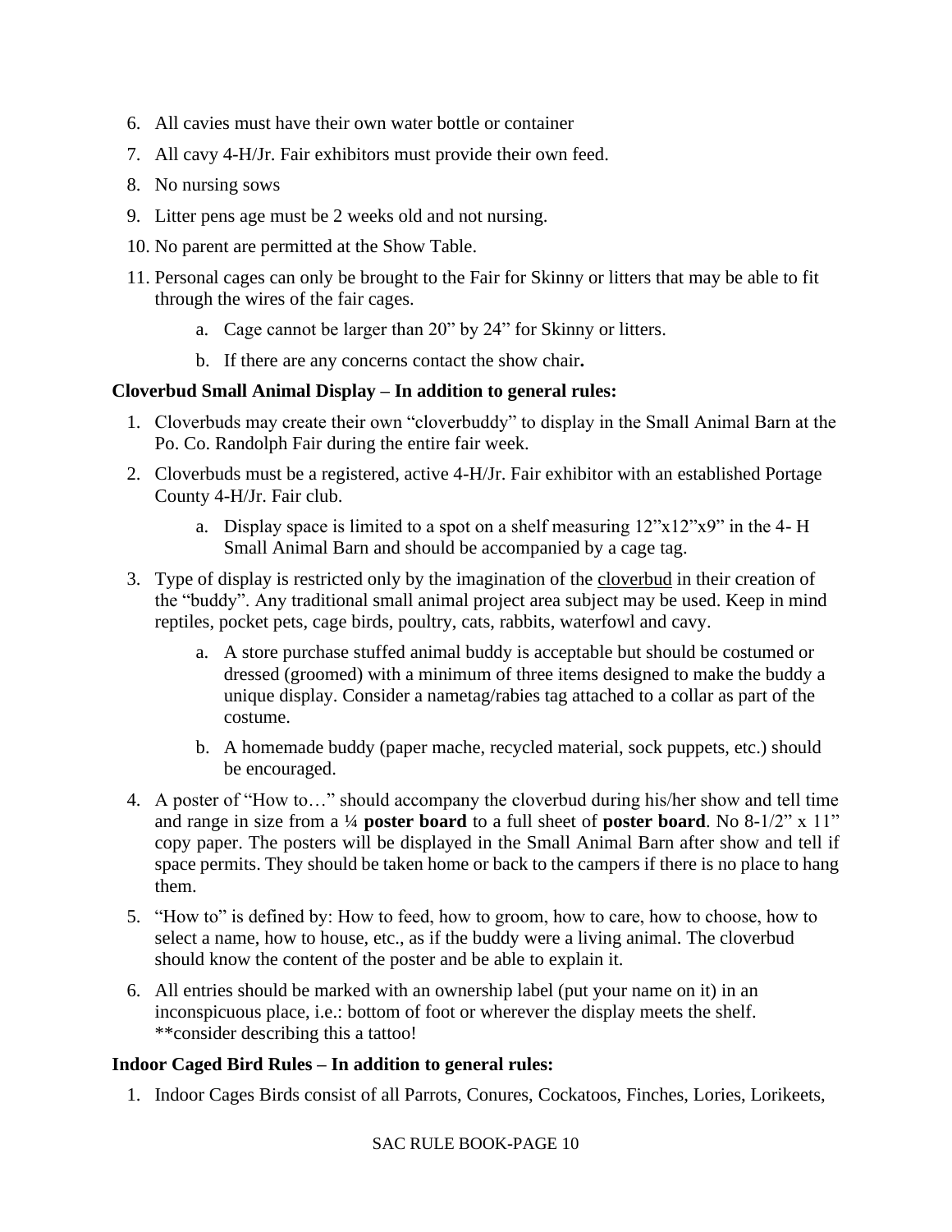6. All cavies must have their own water bottle or container
7. All cavy 4-H/Jr. Fair exhibitors must provide their own feed.
8. No nursing sows
9. Litter pens age must be 2 weeks old and not nursing.
10. No parent are permitted at the Show Table.
11. Personal cages can only be brought to the Fair for Skinny or litters that may be able to fit through the wires of the fair cages.
    a. Cage cannot be larger than 20" by 24" for Skinny or litters.
    b. If there are any concerns contact the show chair**.**

**Cloverbud Small Animal Display – In addition to general rules:**

1. Cloverbuds may create their own "cloverbuddy" to display in the Small Animal Barn at the Po. Co. Randolph Fair during the entire fair week.
2. Cloverbuds must be a registered, active 4-H/Jr. Fair exhibitor with an established Portage County 4-H/Jr. Fair club.
    a. Display space is limited to a spot on a shelf measuring 12"x12"x9" in the 4- H Small Animal Barn and should be accompanied by a cage tag.
3. Type of display is restricted only by the imagination of the <u>cloverbud</u> in their creation of the "buddy". Any traditional small animal project area subject may be used. Keep in mind reptiles, pocket pets, cage birds, poultry, cats, rabbits, waterfowl and cavy.
    a. A store purchase stuffed animal buddy is acceptable but should be costumed or dressed (groomed) with a minimum of three items designed to make the buddy a unique display. Consider a nametag/rabies tag attached to a collar as part of the costume.
    b. A homemade buddy (paper mache, recycled material, sock puppets, etc.) should be encouraged.
4. A poster of "How to…" should accompany the cloverbud during his/her show and tell time and range in size from a ¼ **poster board** to a full sheet of **poster board**. No 8-1/2" x 11" copy paper. The posters will be displayed in the Small Animal Barn after show and tell if space permits. They should be taken home or back to the campers if there is no place to hang them.
5. "How to" is defined by: How to feed, how to groom, how to care, how to choose, how to select a name, how to house, etc., as if the buddy were a living animal. The cloverbud should know the content of the poster and be able to explain it.
6. All entries should be marked with an ownership label (put your name on it) in an inconspicuous place, i.e.: bottom of foot or wherever the display meets the shelf. **consider describing this a tattoo!

**Indoor Caged Bird Rules – In addition to general rules:**

1. Indoor Cages Birds consist of all Parrots, Conures, Cockatoos, Finches, Lories, Lorikeets,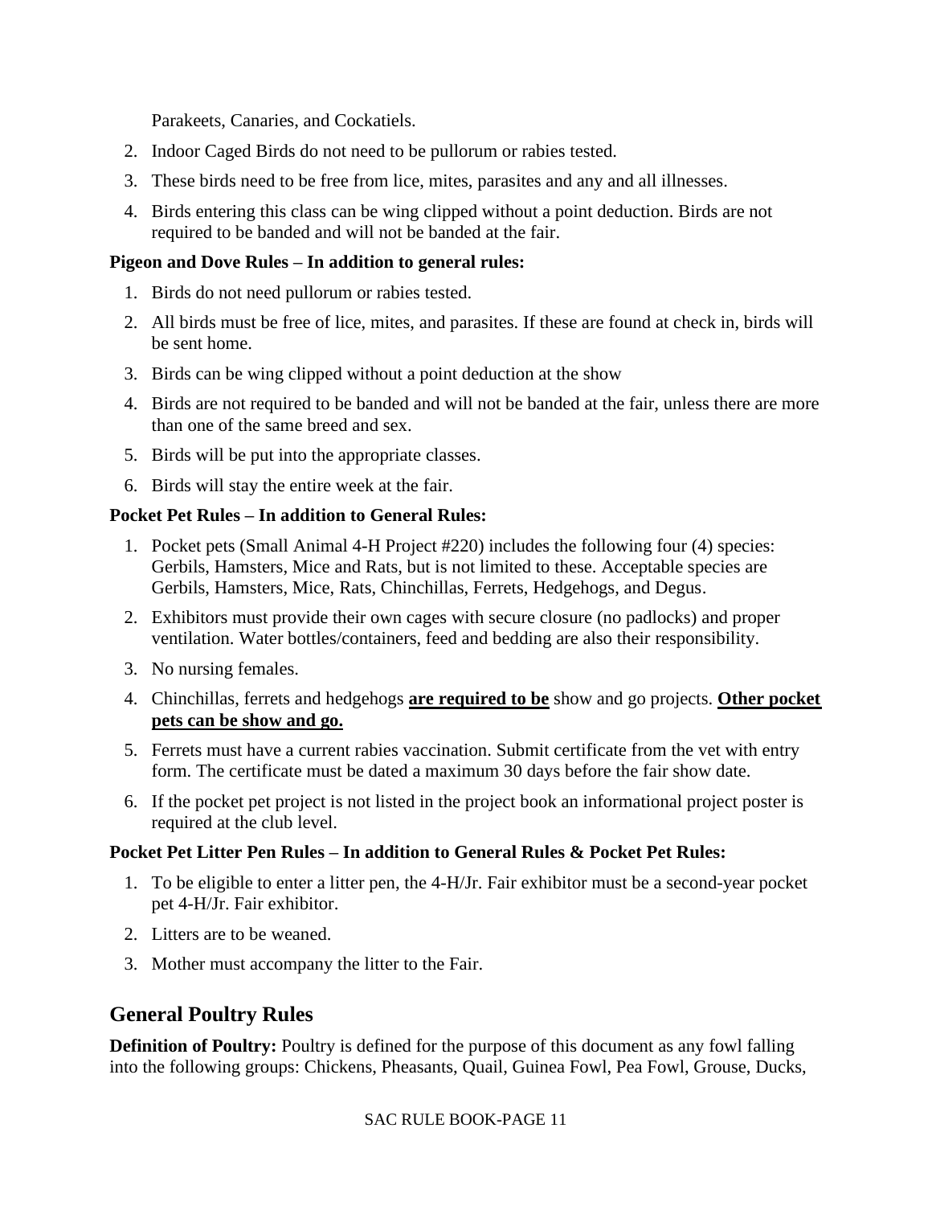Parakeets, Canaries, and Cockatiels.

2. Indoor Caged Birds do not need to be pullorum or rabies tested.
3. These birds need to be free from lice, mites, parasites and any and all illnesses.
4. Birds entering this class can be wing clipped without a point deduction. Birds are not required to be banded and will not be banded at the fair.

**Pigeon and Dove Rules – In addition to general rules:**

1. Birds do not need pullorum or rabies tested.
2. All birds must be free of lice, mites, and parasites. If these are found at check in, birds will be sent home.
3. Birds can be wing clipped without a point deduction at the show
4. Birds are not required to be banded and will not be banded at the fair, unless there are more than one of the same breed and sex.
5. Birds will be put into the appropriate classes.
6. Birds will stay the entire week at the fair.

**Pocket Pet Rules – In addition to General Rules:**

1. Pocket pets (Small Animal 4-H Project #220) includes the following four (4) species: Gerbils, Hamsters, Mice and Rats, but is not limited to these. Acceptable species are Gerbils, Hamsters, Mice, Rats, Chinchillas, Ferrets, Hedgehogs, and Degus.
2. Exhibitors must provide their own cages with secure closure (no padlocks) and proper ventilation. Water bottles/containers, feed and bedding are also their responsibility.
3. No nursing females.
4. Chinchillas, ferrets and hedgehogs **are required to be** show and go projects. **Other pocket pets can be show and go.**
5. Ferrets must have a current rabies vaccination. Submit certificate from the vet with entry form. The certificate must be dated a maximum 30 days before the fair show date.
6. If the pocket pet project is not listed in the project book an informational project poster is required at the club level.

**Pocket Pet Litter Pen Rules – In addition to General Rules & Pocket Pet Rules:**

1. To be eligible to enter a litter pen, the 4-H/Jr. Fair exhibitor must be a second-year pocket pet 4-H/Jr. Fair exhibitor.
2. Litters are to be weaned.
3. Mother must accompany the litter to the Fair.

## General Poultry Rules

**Definition of Poultry:** Poultry is defined for the purpose of this document as any fowl falling into the following groups: Chickens, Pheasants, Quail, Guinea Fowl, Pea Fowl, Grouse, Ducks,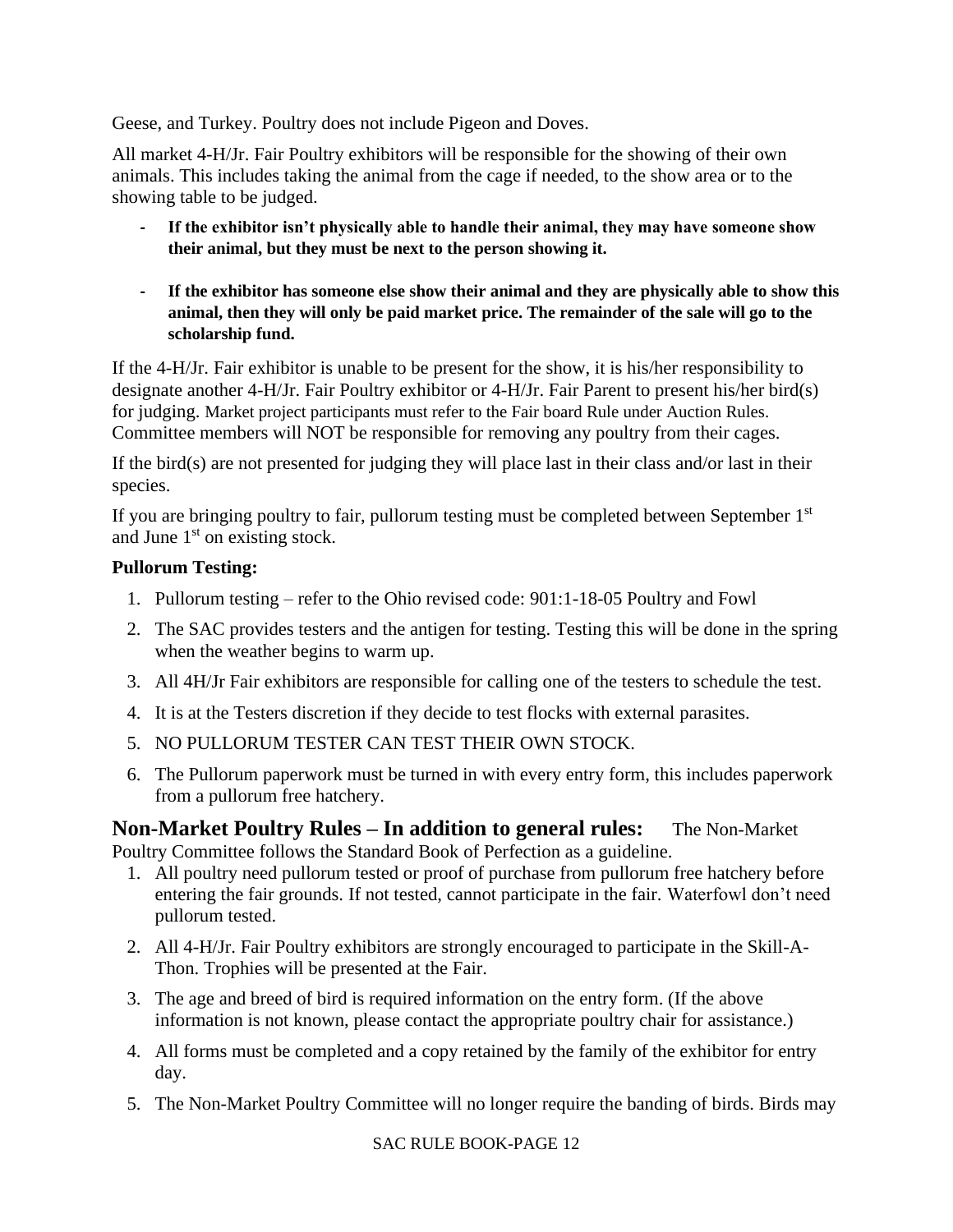Geese, and Turkey. Poultry does not include Pigeon and Doves.

All market 4-H/Jr. Fair Poultry exhibitors will be responsible for the showing of their own animals. This includes taking the animal from the cage if needed, to the show area or to the showing table to be judged.

- **If the exhibitor isn't physically able to handle their animal, they may have someone show their animal, but they must be next to the person showing it.**

- **If the exhibitor has someone else show their animal and they are physically able to show this animal, then they will only be paid market price. The remainder of the sale will go to the scholarship fund.**

If the 4-H/Jr. Fair exhibitor is unable to be present for the show, it is his/her responsibility to designate another 4-H/Jr. Fair Poultry exhibitor or 4-H/Jr. Fair Parent to present his/her bird(s) for judging. Market project participants must refer to the Fair board Rule under Auction Rules. Committee members will NOT be responsible for removing any poultry from their cages.

If the bird(s) are not presented for judging they will place last in their class and/or last in their species.

If you are bringing poultry to fair, pullorum testing must be completed between September 1st and June 1st on existing stock.

**Pullorum Testing:**

1. Pullorum testing – refer to the Ohio revised code: 901:1-18-05 Poultry and Fowl
2. The SAC provides testers and the antigen for testing. Testing this will be done in the spring when the weather begins to warm up.
3. All 4H/Jr Fair exhibitors are responsible for calling one of the testers to schedule the test.
4. It is at the Testers discretion if they decide to test flocks with external parasites.
5. NO PULLORUM TESTER CAN TEST THEIR OWN STOCK.
6. The Pullorum paperwork must be turned in with every entry form, this includes paperwork from a pullorum free hatchery.

## Non-Market Poultry Rules – In addition to general rules:

The Non-Market Poultry Committee follows the Standard Book of Perfection as a guideline.

1. All poultry need pullorum tested or proof of purchase from pullorum free hatchery before entering the fair grounds. If not tested, cannot participate in the fair. Waterfowl don't need pullorum tested.
2. All 4-H/Jr. Fair Poultry exhibitors are strongly encouraged to participate in the Skill-A-Thon. Trophies will be presented at the Fair.
3. The age and breed of bird is required information on the entry form. (If the above information is not known, please contact the appropriate poultry chair for assistance.)
4. All forms must be completed and a copy retained by the family of the exhibitor for entry day.
5. The Non-Market Poultry Committee will no longer require the banding of birds. Birds may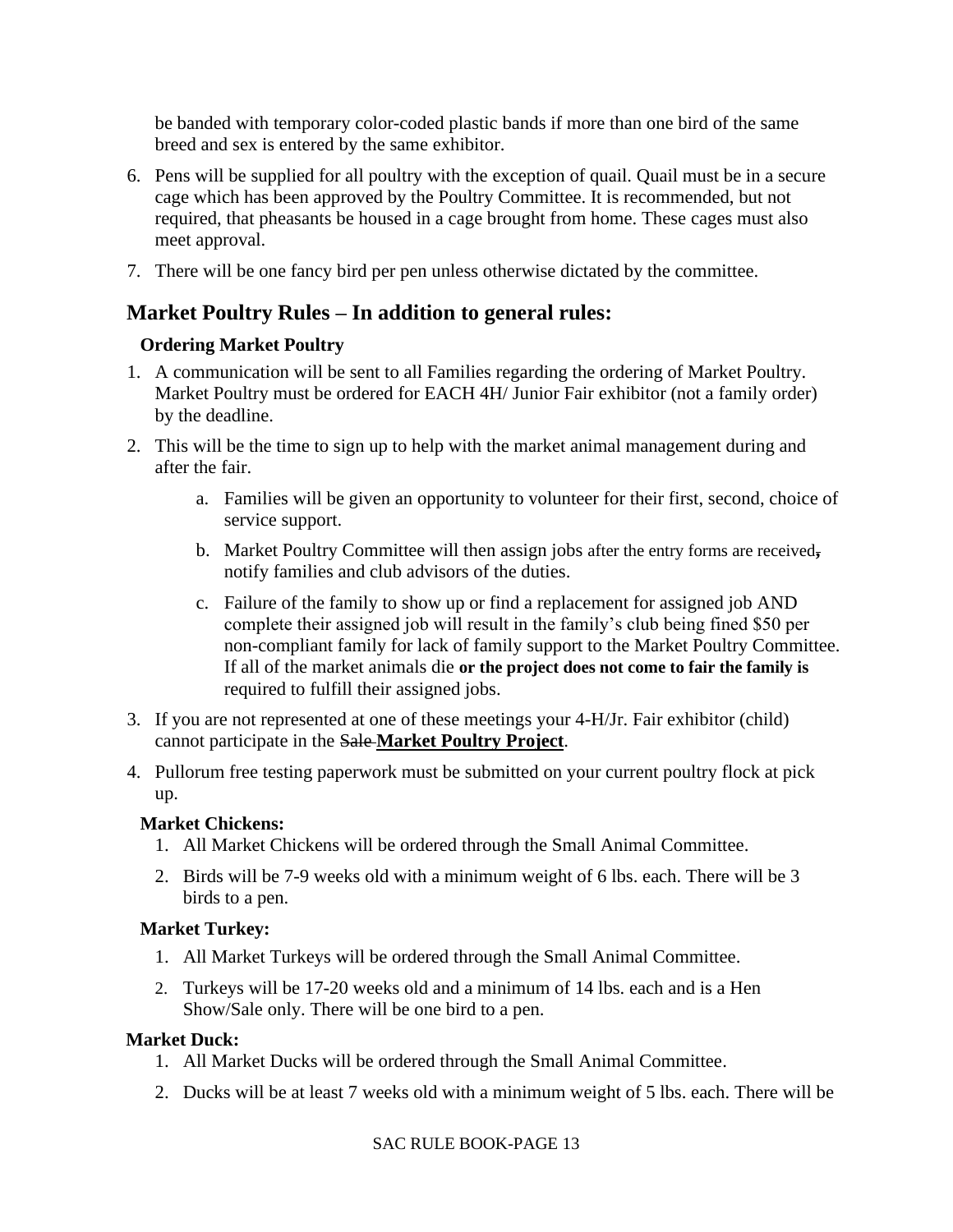be banded with temporary color-coded plastic bands if more than one bird of the same breed and sex is entered by the same exhibitor.

6. Pens will be supplied for all poultry with the exception of quail. Quail must be in a secure cage which has been approved by the Poultry Committee. It is recommended, but not required, that pheasants be housed in a cage brought from home. These cages must also meet approval.
7. There will be one fancy bird per pen unless otherwise dictated by the committee.

## Market Poultry Rules – In addition to general rules:

### Ordering Market Poultry

1. A communication will be sent to all Families regarding the ordering of Market Poultry. Market Poultry must be ordered for EACH 4H/ Junior Fair exhibitor (not a family order) by the deadline.
2. This will be the time to sign up to help with the market animal management during and after the fair.
   a. Families will be given an opportunity to volunteer for their first, second, choice of service support.
   b. Market Poultry Committee will then assign jobs after the entry forms are received~~,~~ notify families and club advisors of the duties.
   c. Failure of the family to show up or find a replacement for assigned job AND complete their assigned job will result in the family's club being fined $50 per non-compliant family for lack of family support to the Market Poultry Committee. If all of the market animals die **or the project does not come to fair the family is** required to fulfill their assigned jobs.
3. If you are not represented at one of these meetings your 4-H/Jr. Fair exhibitor (child) cannot participate in the ~~Sale~~ **Market Poultry Project**.
4. Pullorum free testing paperwork must be submitted on your current poultry flock at pick up.

### Market Chickens:

1. All Market Chickens will be ordered through the Small Animal Committee.
2. Birds will be 7-9 weeks old with a minimum weight of 6 lbs. each. There will be 3 birds to a pen.

### Market Turkey:

1. All Market Turkeys will be ordered through the Small Animal Committee.
2. Turkeys will be 17-20 weeks old and a minimum of 14 lbs. each and is a Hen Show/Sale only. There will be one bird to a pen.

### Market Duck:

1. All Market Ducks will be ordered through the Small Animal Committee.
2. Ducks will be at least 7 weeks old with a minimum weight of 5 lbs. each. There will be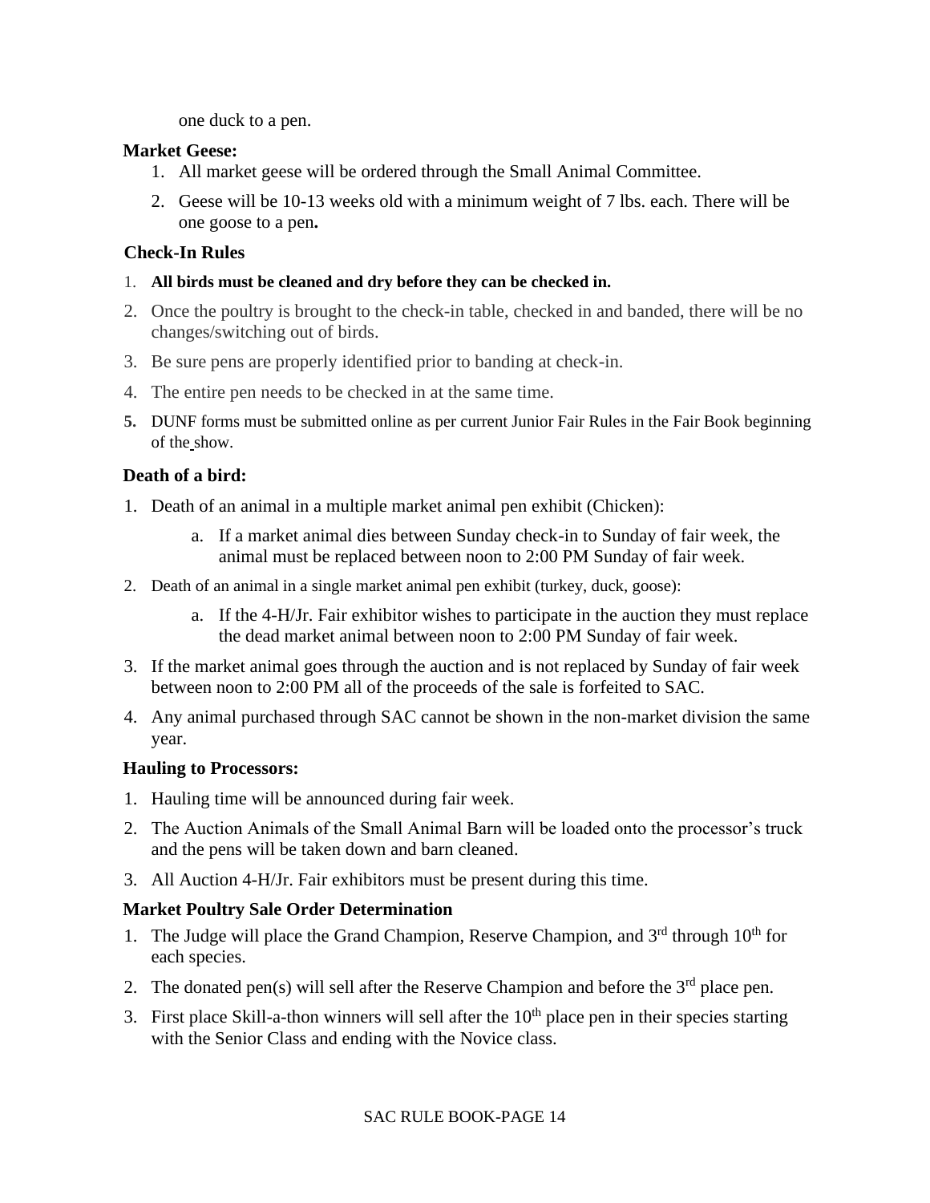one duck to a pen.

**Market Geese:**

1. All market geese will be ordered through the Small Animal Committee.
2. Geese will be 10-13 weeks old with a minimum weight of 7 lbs. each. There will be one goose to a pen**.**

**Check-In Rules**

1. **All birds must be cleaned and dry before they can be checked in.**
2. Once the poultry is brought to the check-in table, checked in and banded, there will be no changes/switching out of birds.
3. Be sure pens are properly identified prior to banding at check-in.
4. The entire pen needs to be checked in at the same time.
5. DUNF forms must be submitted online as per current Junior Fair Rules in the Fair Book beginning of the show.

**Death of a bird:**

1. Death of an animal in a multiple market animal pen exhibit (Chicken):
   a. If a market animal dies between Sunday check-in to Sunday of fair week, the animal must be replaced between noon to 2:00 PM Sunday of fair week.
2. Death of an animal in a single market animal pen exhibit (turkey, duck, goose):
   a. If the 4-H/Jr. Fair exhibitor wishes to participate in the auction they must replace the dead market animal between noon to 2:00 PM Sunday of fair week.
3. If the market animal goes through the auction and is not replaced by Sunday of fair week between noon to 2:00 PM all of the proceeds of the sale is forfeited to SAC.
4. Any animal purchased through SAC cannot be shown in the non-market division the same year.

**Hauling to Processors:**

1. Hauling time will be announced during fair week.
2. The Auction Animals of the Small Animal Barn will be loaded onto the processor's truck and the pens will be taken down and barn cleaned.
3. All Auction 4-H/Jr. Fair exhibitors must be present during this time.

**Market Poultry Sale Order Determination**

1. The Judge will place the Grand Champion, Reserve Champion, and 3rd through 10th for each species.
2. The donated pen(s) will sell after the Reserve Champion and before the 3rd place pen.
3. First place Skill-a-thon winners will sell after the 10th place pen in their species starting with the Senior Class and ending with the Novice class.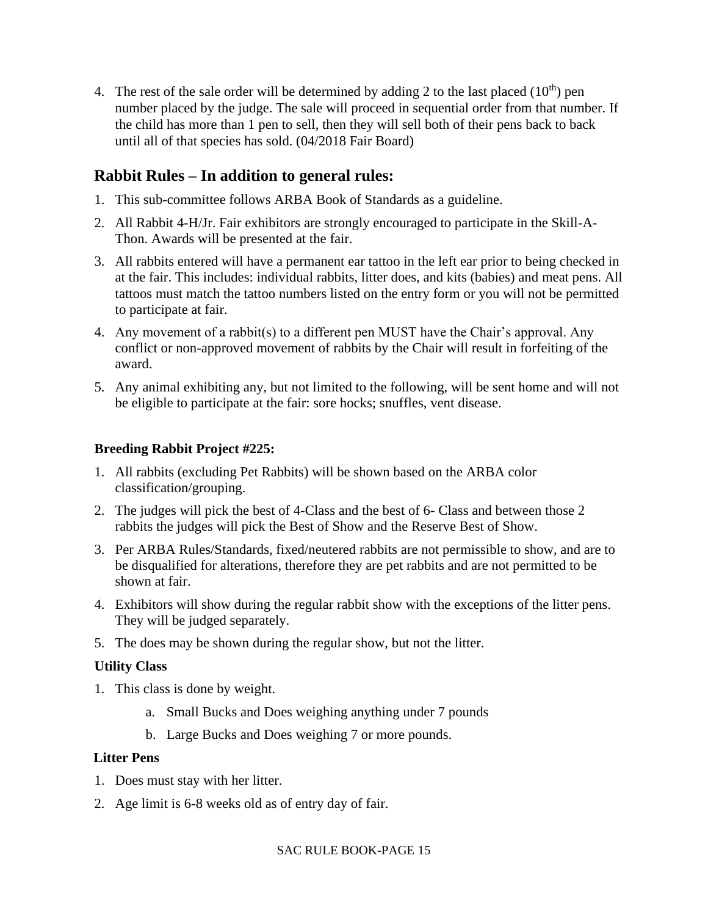4. The rest of the sale order will be determined by adding 2 to the last placed (10th) pen number placed by the judge. The sale will proceed in sequential order from that number. If the child has more than 1 pen to sell, then they will sell both of their pens back to back until all of that species has sold. (04/2018 Fair Board)

## Rabbit Rules – In addition to general rules:

1. This sub-committee follows ARBA Book of Standards as a guideline.
2. All Rabbit 4-H/Jr. Fair exhibitors are strongly encouraged to participate in the Skill-A-Thon. Awards will be presented at the fair.
3. All rabbits entered will have a permanent ear tattoo in the left ear prior to being checked in at the fair. This includes: individual rabbits, litter does, and kits (babies) and meat pens. All tattoos must match the tattoo numbers listed on the entry form or you will not be permitted to participate at fair.
4. Any movement of a rabbit(s) to a different pen MUST have the Chair's approval. Any conflict or non-approved movement of rabbits by the Chair will result in forfeiting of the award.
5. Any animal exhibiting any, but not limited to the following, will be sent home and will not be eligible to participate at the fair: sore hocks; snuffles, vent disease.

### Breeding Rabbit Project #225:

1. All rabbits (excluding Pet Rabbits) will be shown based on the ARBA color classification/grouping.
2. The judges will pick the best of 4-Class and the best of 6- Class and between those 2 rabbits the judges will pick the Best of Show and the Reserve Best of Show.
3. Per ARBA Rules/Standards, fixed/neutered rabbits are not permissible to show, and are to be disqualified for alterations, therefore they are pet rabbits and are not permitted to be shown at fair.
4. Exhibitors will show during the regular rabbit show with the exceptions of the litter pens. They will be judged separately.
5. The does may be shown during the regular show, but not the litter.

### Utility Class

1. This class is done by weight.
   a. Small Bucks and Does weighing anything under 7 pounds
   b. Large Bucks and Does weighing 7 or more pounds.

### Litter Pens

1. Does must stay with her litter.
2. Age limit is 6-8 weeks old as of entry day of fair.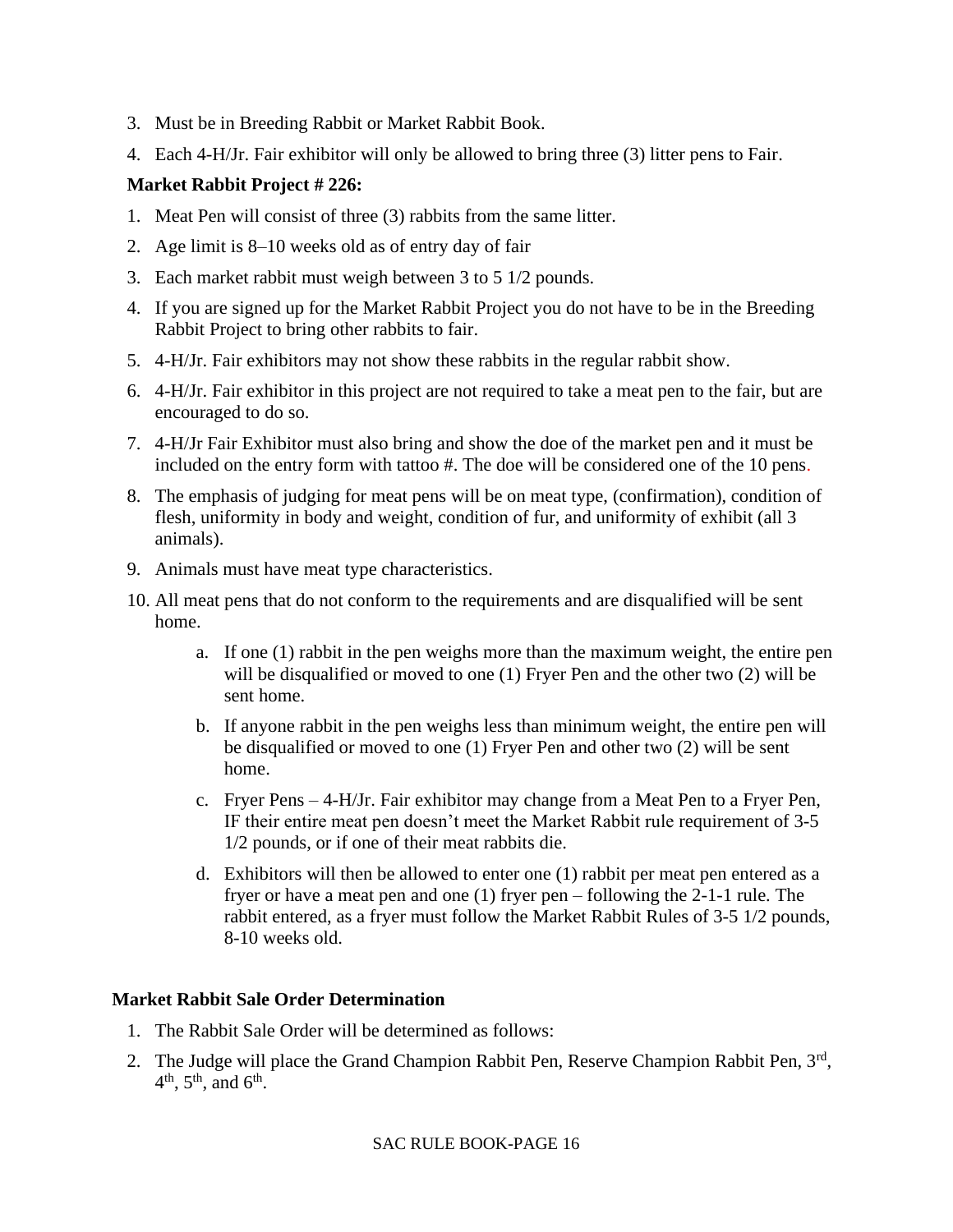3. Must be in Breeding Rabbit or Market Rabbit Book.
4. Each 4-H/Jr. Fair exhibitor will only be allowed to bring three (3) litter pens to Fair.

**Market Rabbit Project # 226:**

1. Meat Pen will consist of three (3) rabbits from the same litter.
2. Age limit is 8–10 weeks old as of entry day of fair
3. Each market rabbit must weigh between 3 to 5 1/2 pounds.
4. If you are signed up for the Market Rabbit Project you do not have to be in the Breeding Rabbit Project to bring other rabbits to fair.
5. 4-H/Jr. Fair exhibitors may not show these rabbits in the regular rabbit show.
6. 4-H/Jr. Fair exhibitor in this project are not required to take a meat pen to the fair, but are encouraged to do so.
7. 4-H/Jr Fair Exhibitor must also bring and show the doe of the market pen and it must be included on the entry form with tattoo #. The doe will be considered one of the 10 pens.
8. The emphasis of judging for meat pens will be on meat type, (confirmation), condition of flesh, uniformity in body and weight, condition of fur, and uniformity of exhibit (all 3 animals).
9. Animals must have meat type characteristics.
10. All meat pens that do not conform to the requirements and are disqualified will be sent home.
    a. If one (1) rabbit in the pen weighs more than the maximum weight, the entire pen will be disqualified or moved to one (1) Fryer Pen and the other two (2) will be sent home.
    b. If anyone rabbit in the pen weighs less than minimum weight, the entire pen will be disqualified or moved to one (1) Fryer Pen and other two (2) will be sent home.
    c. Fryer Pens – 4-H/Jr. Fair exhibitor may change from a Meat Pen to a Fryer Pen, IF their entire meat pen doesn't meet the Market Rabbit rule requirement of 3-5 1/2 pounds, or if one of their meat rabbits die.
    d. Exhibitors will then be allowed to enter one (1) rabbit per meat pen entered as a fryer or have a meat pen and one (1) fryer pen – following the 2-1-1 rule. The rabbit entered, as a fryer must follow the Market Rabbit Rules of 3-5 1/2 pounds, 8-10 weeks old.

**Market Rabbit Sale Order Determination**

1. The Rabbit Sale Order will be determined as follows:
2. The Judge will place the Grand Champion Rabbit Pen, Reserve Champion Rabbit Pen, 3rd, 4th, 5th, and 6th.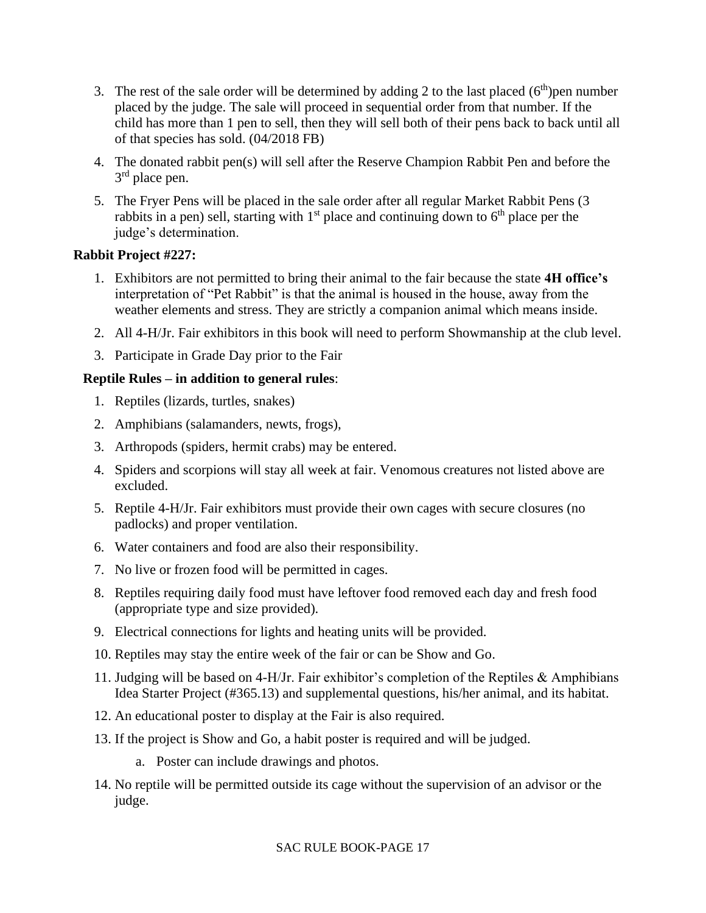3. The rest of the sale order will be determined by adding 2 to the last placed (6th)pen number placed by the judge. The sale will proceed in sequential order from that number. If the child has more than 1 pen to sell, then they will sell both of their pens back to back until all of that species has sold. (04/2018 FB)
4. The donated rabbit pen(s) will sell after the Reserve Champion Rabbit Pen and before the 3rd place pen.
5. The Fryer Pens will be placed in the sale order after all regular Market Rabbit Pens (3 rabbits in a pen) sell, starting with 1st place and continuing down to 6th place per the judge's determination.

**Rabbit Project #227:**

1. Exhibitors are not permitted to bring their animal to the fair because the state **4H office's** interpretation of "Pet Rabbit" is that the animal is housed in the house, away from the weather elements and stress. They are strictly a companion animal which means inside.
2. All 4-H/Jr. Fair exhibitors in this book will need to perform Showmanship at the club level.
3. Participate in Grade Day prior to the Fair

**Reptile Rules – in addition to general rules**:

1. Reptiles (lizards, turtles, snakes)
2. Amphibians (salamanders, newts, frogs),
3. Arthropods (spiders, hermit crabs) may be entered.
4. Spiders and scorpions will stay all week at fair. Venomous creatures not listed above are excluded.
5. Reptile 4-H/Jr. Fair exhibitors must provide their own cages with secure closures (no padlocks) and proper ventilation.
6. Water containers and food are also their responsibility.
7. No live or frozen food will be permitted in cages.
8. Reptiles requiring daily food must have leftover food removed each day and fresh food (appropriate type and size provided).
9. Electrical connections for lights and heating units will be provided.
10. Reptiles may stay the entire week of the fair or can be Show and Go.
11. Judging will be based on 4-H/Jr. Fair exhibitor's completion of the Reptiles & Amphibians Idea Starter Project (#365.13) and supplemental questions, his/her animal, and its habitat.
12. An educational poster to display at the Fair is also required.
13. If the project is Show and Go, a habit poster is required and will be judged.
    a. Poster can include drawings and photos.
14. No reptile will be permitted outside its cage without the supervision of an advisor or the judge.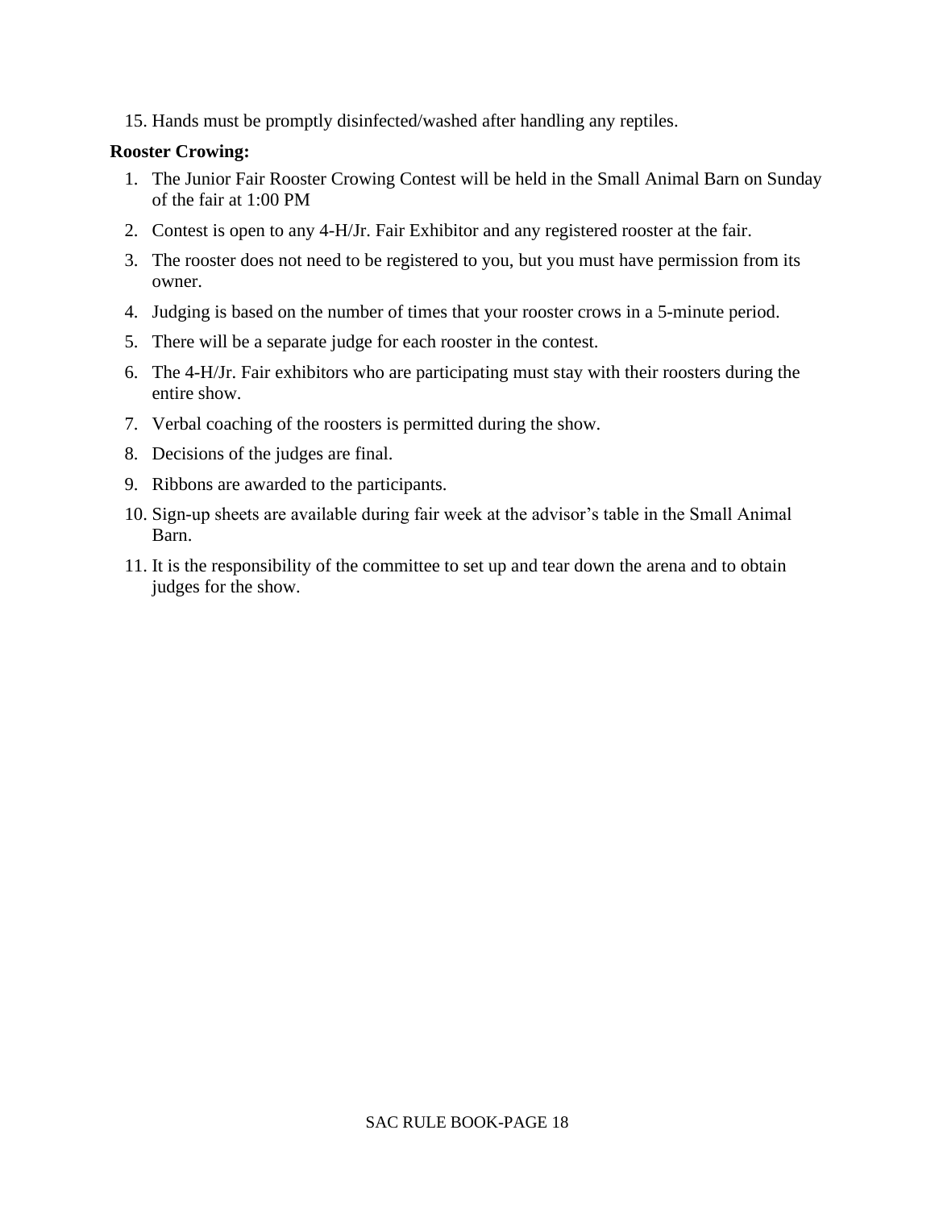15. Hands must be promptly disinfected/washed after handling any reptiles.

**Rooster Crowing:**

1. The Junior Fair Rooster Crowing Contest will be held in the Small Animal Barn on Sunday of the fair at 1:00 PM
2. Contest is open to any 4-H/Jr. Fair Exhibitor and any registered rooster at the fair.
3. The rooster does not need to be registered to you, but you must have permission from its owner.
4. Judging is based on the number of times that your rooster crows in a 5-minute period.
5. There will be a separate judge for each rooster in the contest.
6. The 4-H/Jr. Fair exhibitors who are participating must stay with their roosters during the entire show.
7. Verbal coaching of the roosters is permitted during the show.
8. Decisions of the judges are final.
9. Ribbons are awarded to the participants.
10. Sign-up sheets are available during fair week at the advisor's table in the Small Animal Barn.
11. It is the responsibility of the committee to set up and tear down the arena and to obtain judges for the show.